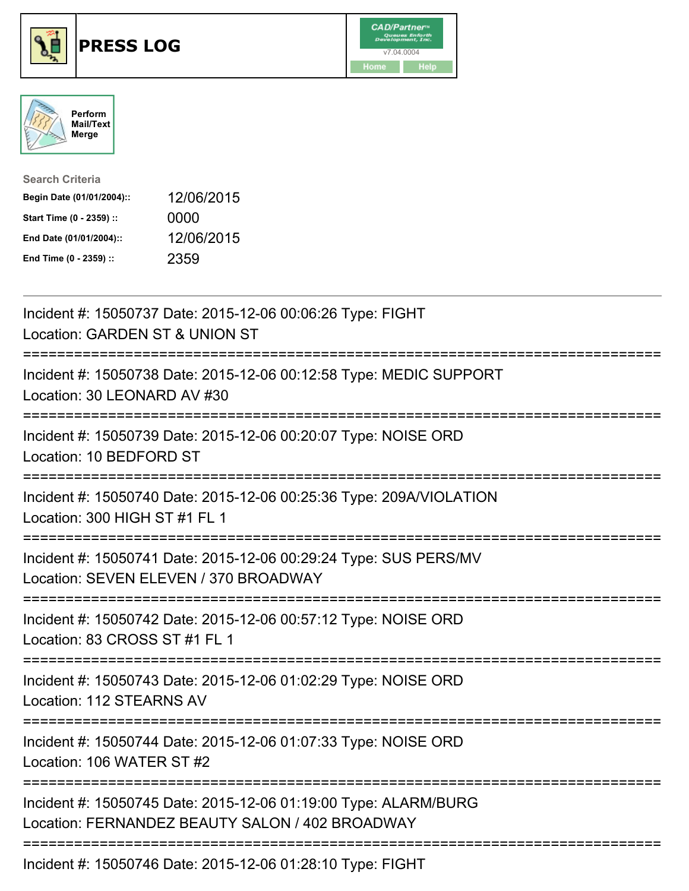# PRESS LOG

CAD/Partner™
v7.04.0004
Home Help

Perform Mail/Text Merge

**Search Criteria**

| | |
|---|---|
| **Begin Date (01/01/2004)::** | 12/06/2015 |
| **Start Time (0 - 2359) ::** | 0000 |
| **End Date (01/01/2004)::** | 12/06/2015 |
| **End Time (0 - 2359) ::** | 2359 |

---

Incident #: 15050737 Date: 2015-12-06 00:06:26 Type: FIGHT
Location: GARDEN ST & UNION ST

===========================================================================

Incident #: 15050738 Date: 2015-12-06 00:12:58 Type: MEDIC SUPPORT
Location: 30 LEONARD AV #30

===========================================================================

Incident #: 15050739 Date: 2015-12-06 00:20:07 Type: NOISE ORD
Location: 10 BEDFORD ST

===========================================================================

Incident #: 15050740 Date: 2015-12-06 00:25:36 Type: 209A/VIOLATION
Location: 300 HIGH ST #1 FL 1

===========================================================================

Incident #: 15050741 Date: 2015-12-06 00:29:24 Type: SUS PERS/MV
Location: SEVEN ELEVEN / 370 BROADWAY

===========================================================================

Incident #: 15050742 Date: 2015-12-06 00:57:12 Type: NOISE ORD
Location: 83 CROSS ST #1 FL 1

===========================================================================

Incident #: 15050743 Date: 2015-12-06 01:02:29 Type: NOISE ORD
Location: 112 STEARNS AV

===========================================================================

Incident #: 15050744 Date: 2015-12-06 01:07:33 Type: NOISE ORD
Location: 106 WATER ST #2

===========================================================================

Incident #: 15050745 Date: 2015-12-06 01:19:00 Type: ALARM/BURG
Location: FERNANDEZ BEAUTY SALON / 402 BROADWAY

===========================================================================

Incident #: 15050746 Date: 2015-12-06 01:28:10 Type: FIGHT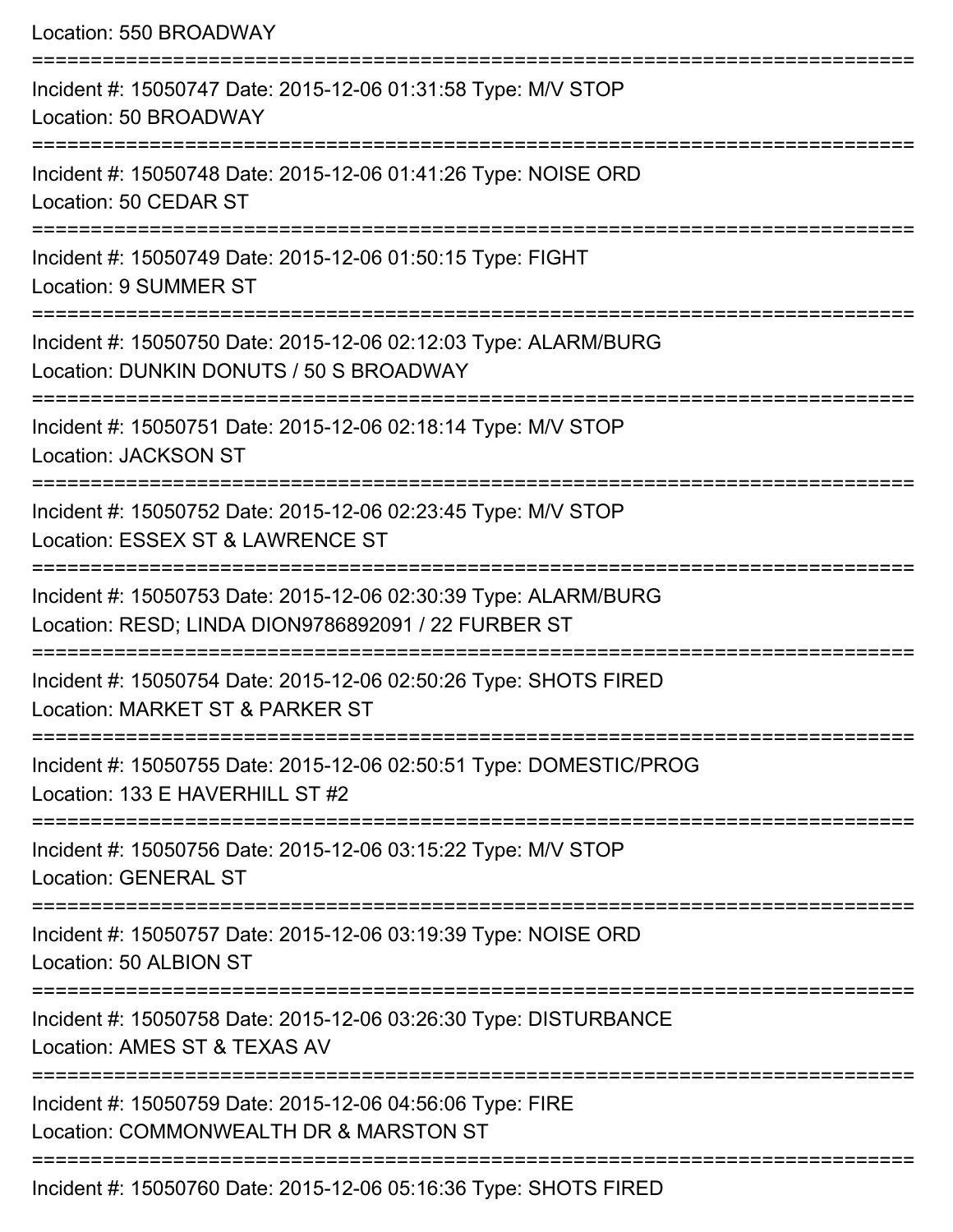Location: 550 BROADWAY

===========================================================================

Incident #: 15050747 Date: 2015-12-06 01:31:58 Type: M/V STOP
Location: 50 BROADWAY

===========================================================================

Incident #: 15050748 Date: 2015-12-06 01:41:26 Type: NOISE ORD
Location: 50 CEDAR ST

===========================================================================

Incident #: 15050749 Date: 2015-12-06 01:50:15 Type: FIGHT
Location: 9 SUMMER ST

===========================================================================

Incident #: 15050750 Date: 2015-12-06 02:12:03 Type: ALARM/BURG
Location: DUNKIN DONUTS / 50 S BROADWAY

===========================================================================

Incident #: 15050751 Date: 2015-12-06 02:18:14 Type: M/V STOP
Location: JACKSON ST

===========================================================================

Incident #: 15050752 Date: 2015-12-06 02:23:45 Type: M/V STOP
Location: ESSEX ST & LAWRENCE ST

===========================================================================

Incident #: 15050753 Date: 2015-12-06 02:30:39 Type: ALARM/BURG
Location: RESD; LINDA DION9786892091 / 22 FURBER ST

===========================================================================

Incident #: 15050754 Date: 2015-12-06 02:50:26 Type: SHOTS FIRED
Location: MARKET ST & PARKER ST

===========================================================================

Incident #: 15050755 Date: 2015-12-06 02:50:51 Type: DOMESTIC/PROG
Location: 133 E HAVERHILL ST #2

===========================================================================

Incident #: 15050756 Date: 2015-12-06 03:15:22 Type: M/V STOP
Location: GENERAL ST

===========================================================================

Incident #: 15050757 Date: 2015-12-06 03:19:39 Type: NOISE ORD
Location: 50 ALBION ST

===========================================================================

Incident #: 15050758 Date: 2015-12-06 03:26:30 Type: DISTURBANCE
Location: AMES ST & TEXAS AV

===========================================================================

Incident #: 15050759 Date: 2015-12-06 04:56:06 Type: FIRE
Location: COMMONWEALTH DR & MARSTON ST

===========================================================================

Incident #: 15050760 Date: 2015-12-06 05:16:36 Type: SHOTS FIRED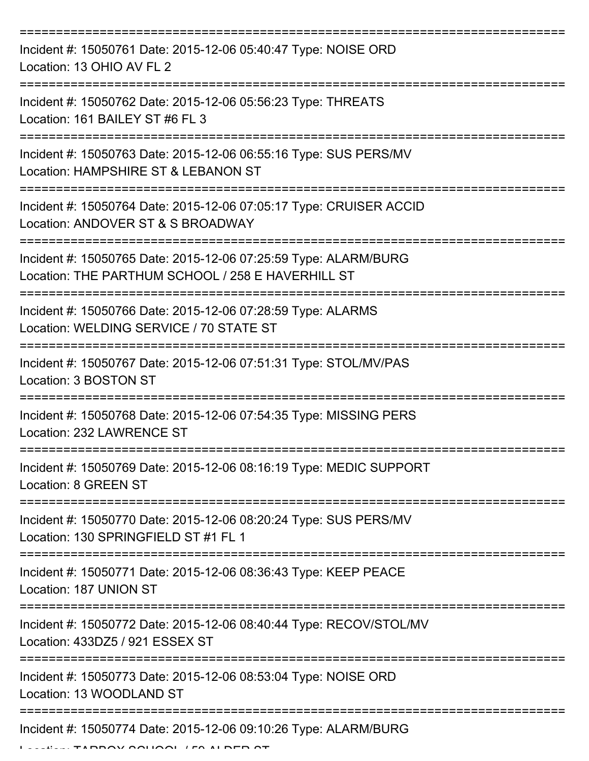===========================================================================

Incident #: 15050761 Date: 2015-12-06 05:40:47 Type: NOISE ORD
Location: 13 OHIO AV FL 2

===========================================================================

Incident #: 15050762 Date: 2015-12-06 05:56:23 Type: THREATS
Location: 161 BAILEY ST #6 FL 3

===========================================================================

Incident #: 15050763 Date: 2015-12-06 06:55:16 Type: SUS PERS/MV
Location: HAMPSHIRE ST & LEBANON ST

===========================================================================

Incident #: 15050764 Date: 2015-12-06 07:05:17 Type: CRUISER ACCID
Location: ANDOVER ST & S BROADWAY

===========================================================================

Incident #: 15050765 Date: 2015-12-06 07:25:59 Type: ALARM/BURG
Location: THE PARTHUM SCHOOL / 258 E HAVERHILL ST

===========================================================================

Incident #: 15050766 Date: 2015-12-06 07:28:59 Type: ALARMS
Location: WELDING SERVICE / 70 STATE ST

===========================================================================

Incident #: 15050767 Date: 2015-12-06 07:51:31 Type: STOL/MV/PAS
Location: 3 BOSTON ST

===========================================================================

Incident #: 15050768 Date: 2015-12-06 07:54:35 Type: MISSING PERS
Location: 232 LAWRENCE ST

===========================================================================

Incident #: 15050769 Date: 2015-12-06 08:16:19 Type: MEDIC SUPPORT
Location: 8 GREEN ST

===========================================================================

Incident #: 15050770 Date: 2015-12-06 08:20:24 Type: SUS PERS/MV
Location: 130 SPRINGFIELD ST #1 FL 1

===========================================================================

Incident #: 15050771 Date: 2015-12-06 08:36:43 Type: KEEP PEACE
Location: 187 UNION ST

===========================================================================

Incident #: 15050772 Date: 2015-12-06 08:40:44 Type: RECOV/STOL/MV
Location: 433DZ5 / 921 ESSEX ST

===========================================================================

Incident #: 15050773 Date: 2015-12-06 08:53:04 Type: NOISE ORD
Location: 13 WOODLAND ST

===========================================================================

Incident #: 15050774 Date: 2015-12-06 09:10:26 Type: ALARM/BURG
Location: TARBOX SCHOOL / 59 ALDER ST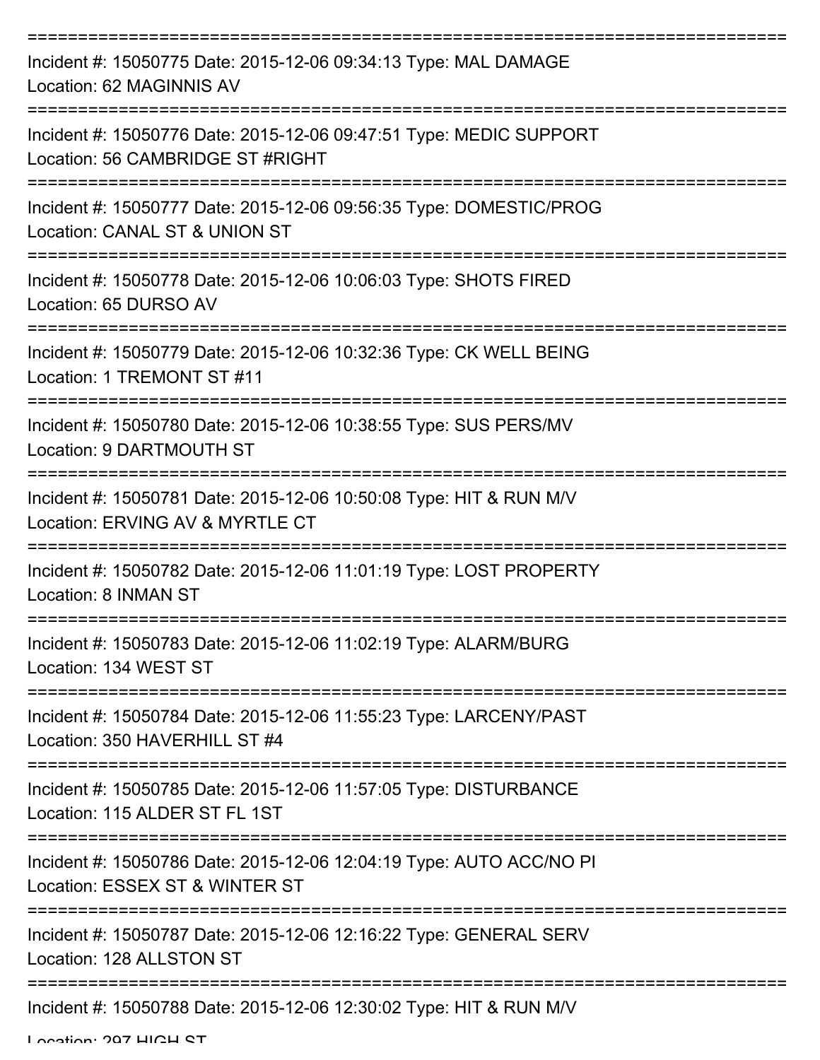Incident #: 15050775 Date: 2015-12-06 09:34:13 Type: MAL DAMAGE
Location: 62 MAGINNIS AV

Incident #: 15050776 Date: 2015-12-06 09:47:51 Type: MEDIC SUPPORT
Location: 56 CAMBRIDGE ST #RIGHT

Incident #: 15050777 Date: 2015-12-06 09:56:35 Type: DOMESTIC/PROG
Location: CANAL ST & UNION ST

Incident #: 15050778 Date: 2015-12-06 10:06:03 Type: SHOTS FIRED
Location: 65 DURSO AV

Incident #: 15050779 Date: 2015-12-06 10:32:36 Type: CK WELL BEING
Location: 1 TREMONT ST #11

Incident #: 15050780 Date: 2015-12-06 10:38:55 Type: SUS PERS/MV
Location: 9 DARTMOUTH ST

Incident #: 15050781 Date: 2015-12-06 10:50:08 Type: HIT & RUN M/V
Location: ERVING AV & MYRTLE CT

Incident #: 15050782 Date: 2015-12-06 11:01:19 Type: LOST PROPERTY
Location: 8 INMAN ST

Incident #: 15050783 Date: 2015-12-06 11:02:19 Type: ALARM/BURG
Location: 134 WEST ST

Incident #: 15050784 Date: 2015-12-06 11:55:23 Type: LARCENY/PAST
Location: 350 HAVERHILL ST #4

Incident #: 15050785 Date: 2015-12-06 11:57:05 Type: DISTURBANCE
Location: 115 ALDER ST FL 1ST

Incident #: 15050786 Date: 2015-12-06 12:04:19 Type: AUTO ACC/NO PI
Location: ESSEX ST & WINTER ST

Incident #: 15050787 Date: 2015-12-06 12:16:22 Type: GENERAL SERV
Location: 128 ALLSTON ST

Incident #: 15050788 Date: 2015-12-06 12:30:02 Type: HIT & RUN M/V
Location: 297 HIGH ST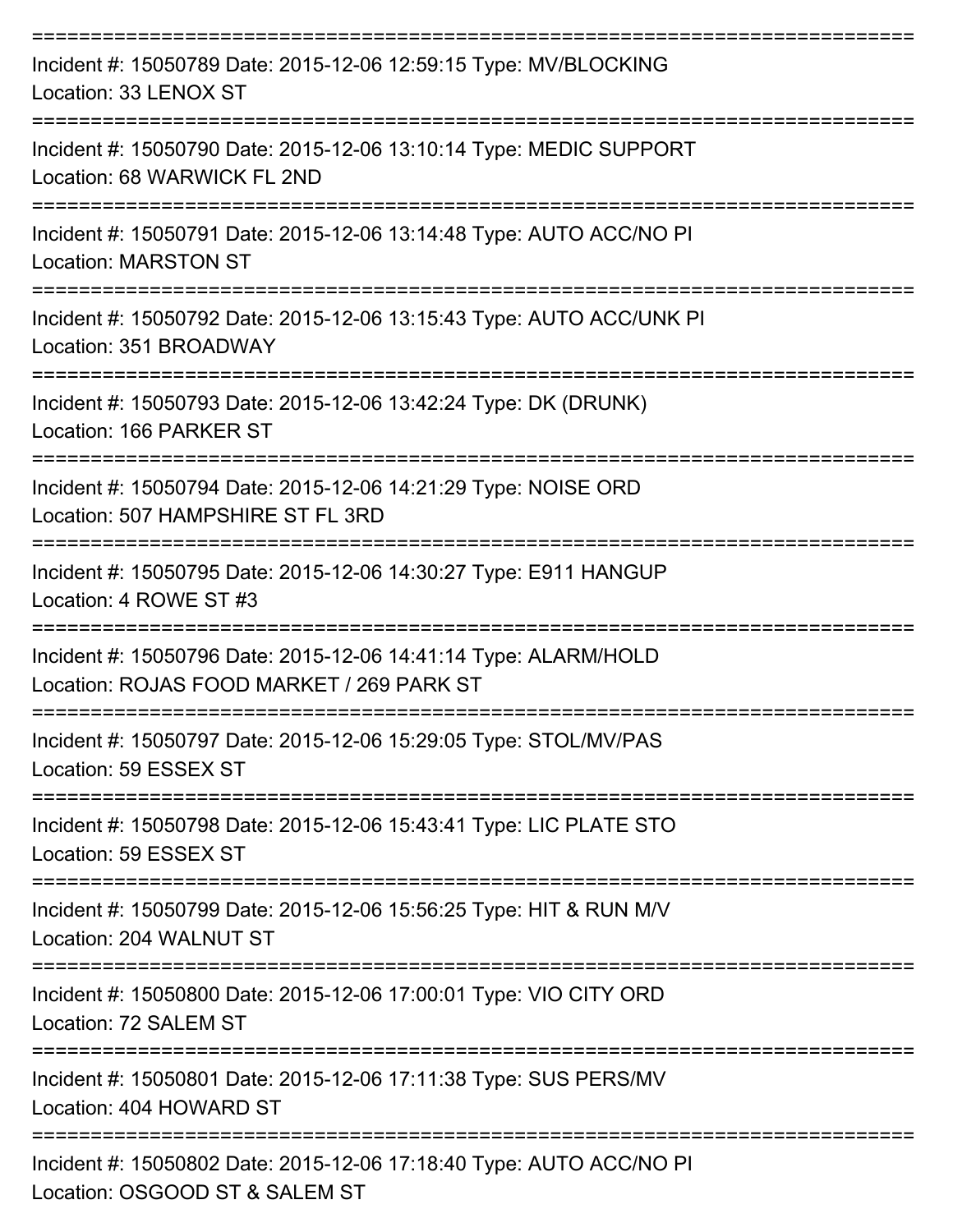===========================================================================

Incident #: 15050789 Date: 2015-12-06 12:59:15 Type: MV/BLOCKING

Location: 33 LENOX ST

===========================================================================

Incident #: 15050790 Date: 2015-12-06 13:10:14 Type: MEDIC SUPPORT

Location: 68 WARWICK FL 2ND

===========================================================================

Incident #: 15050791 Date: 2015-12-06 13:14:48 Type: AUTO ACC/NO PI

Location: MARSTON ST

===========================================================================

Incident #: 15050792 Date: 2015-12-06 13:15:43 Type: AUTO ACC/UNK PI

Location: 351 BROADWAY

===========================================================================

Incident #: 15050793 Date: 2015-12-06 13:42:24 Type: DK (DRUNK)

Location: 166 PARKER ST

===========================================================================

Incident #: 15050794 Date: 2015-12-06 14:21:29 Type: NOISE ORD

Location: 507 HAMPSHIRE ST FL 3RD

===========================================================================

Incident #: 15050795 Date: 2015-12-06 14:30:27 Type: E911 HANGUP

Location: 4 ROWE ST #3

===========================================================================

Incident #: 15050796 Date: 2015-12-06 14:41:14 Type: ALARM/HOLD

Location: ROJAS FOOD MARKET / 269 PARK ST

===========================================================================

Incident #: 15050797 Date: 2015-12-06 15:29:05 Type: STOL/MV/PAS

Location: 59 ESSEX ST

===========================================================================

Incident #: 15050798 Date: 2015-12-06 15:43:41 Type: LIC PLATE STO

Location: 59 ESSEX ST

===========================================================================

Incident #: 15050799 Date: 2015-12-06 15:56:25 Type: HIT & RUN M/V

Location: 204 WALNUT ST

===========================================================================

Incident #: 15050800 Date: 2015-12-06 17:00:01 Type: VIO CITY ORD

Location: 72 SALEM ST

===========================================================================

Incident #: 15050801 Date: 2015-12-06 17:11:38 Type: SUS PERS/MV

Location: 404 HOWARD ST

===========================================================================

Incident #: 15050802 Date: 2015-12-06 17:18:40 Type: AUTO ACC/NO PI

Location: OSGOOD ST & SALEM ST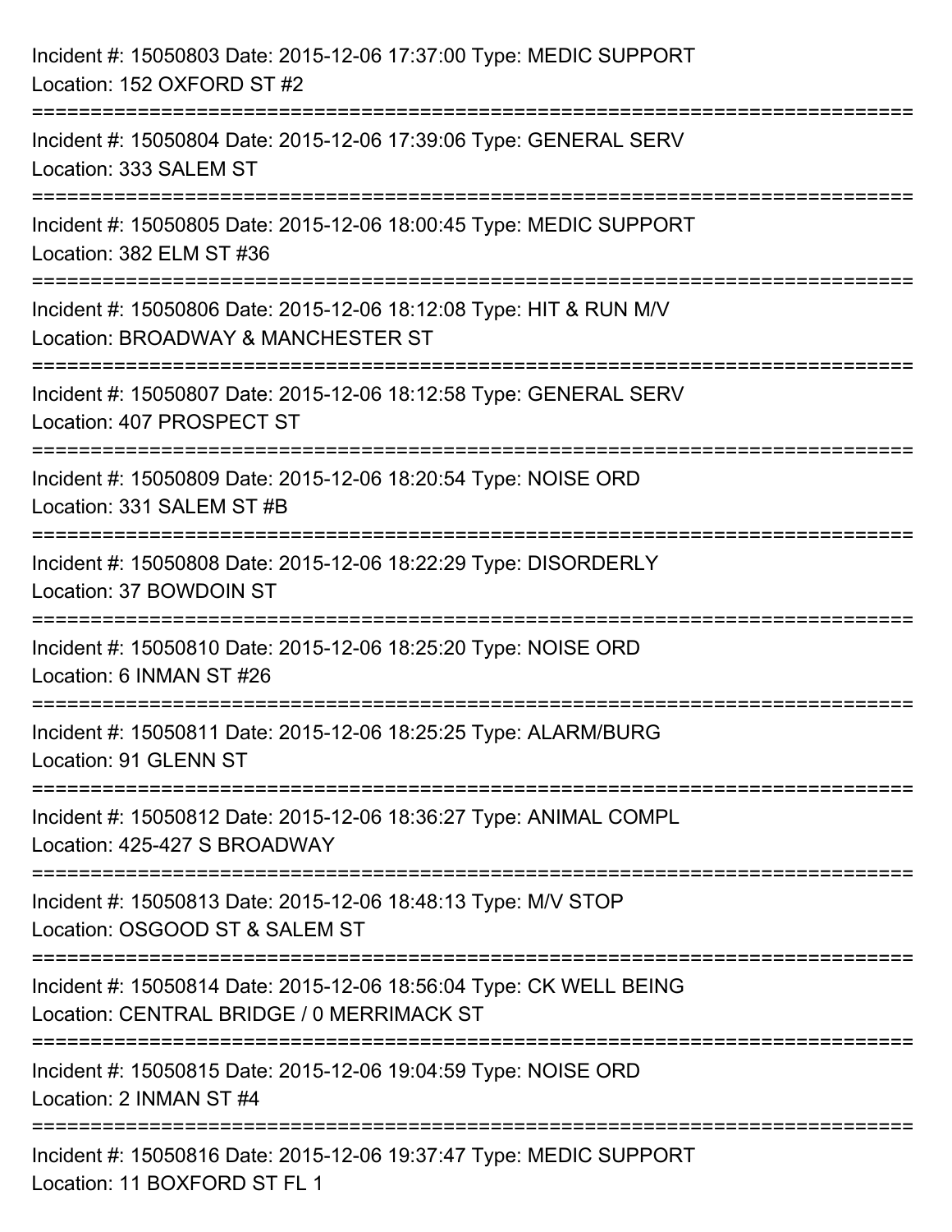Incident #: 15050803 Date: 2015-12-06 17:37:00 Type: MEDIC SUPPORT
Location: 152 OXFORD ST #2

===========================================================================

Incident #: 15050804 Date: 2015-12-06 17:39:06 Type: GENERAL SERV
Location: 333 SALEM ST

===========================================================================

Incident #: 15050805 Date: 2015-12-06 18:00:45 Type: MEDIC SUPPORT
Location: 382 ELM ST #36

===========================================================================

Incident #: 15050806 Date: 2015-12-06 18:12:08 Type: HIT & RUN M/V
Location: BROADWAY & MANCHESTER ST

===========================================================================

Incident #: 15050807 Date: 2015-12-06 18:12:58 Type: GENERAL SERV
Location: 407 PROSPECT ST

===========================================================================

Incident #: 15050809 Date: 2015-12-06 18:20:54 Type: NOISE ORD
Location: 331 SALEM ST #B

===========================================================================

Incident #: 15050808 Date: 2015-12-06 18:22:29 Type: DISORDERLY
Location: 37 BOWDOIN ST

===========================================================================

Incident #: 15050810 Date: 2015-12-06 18:25:20 Type: NOISE ORD
Location: 6 INMAN ST #26

===========================================================================

Incident #: 15050811 Date: 2015-12-06 18:25:25 Type: ALARM/BURG
Location: 91 GLENN ST

===========================================================================

Incident #: 15050812 Date: 2015-12-06 18:36:27 Type: ANIMAL COMPL
Location: 425-427 S BROADWAY

===========================================================================

Incident #: 15050813 Date: 2015-12-06 18:48:13 Type: M/V STOP
Location: OSGOOD ST & SALEM ST

===========================================================================

Incident #: 15050814 Date: 2015-12-06 18:56:04 Type: CK WELL BEING
Location: CENTRAL BRIDGE / 0 MERRIMACK ST

===========================================================================

Incident #: 15050815 Date: 2015-12-06 19:04:59 Type: NOISE ORD
Location: 2 INMAN ST #4

===========================================================================

Incident #: 15050816 Date: 2015-12-06 19:37:47 Type: MEDIC SUPPORT
Location: 11 BOXFORD ST FL 1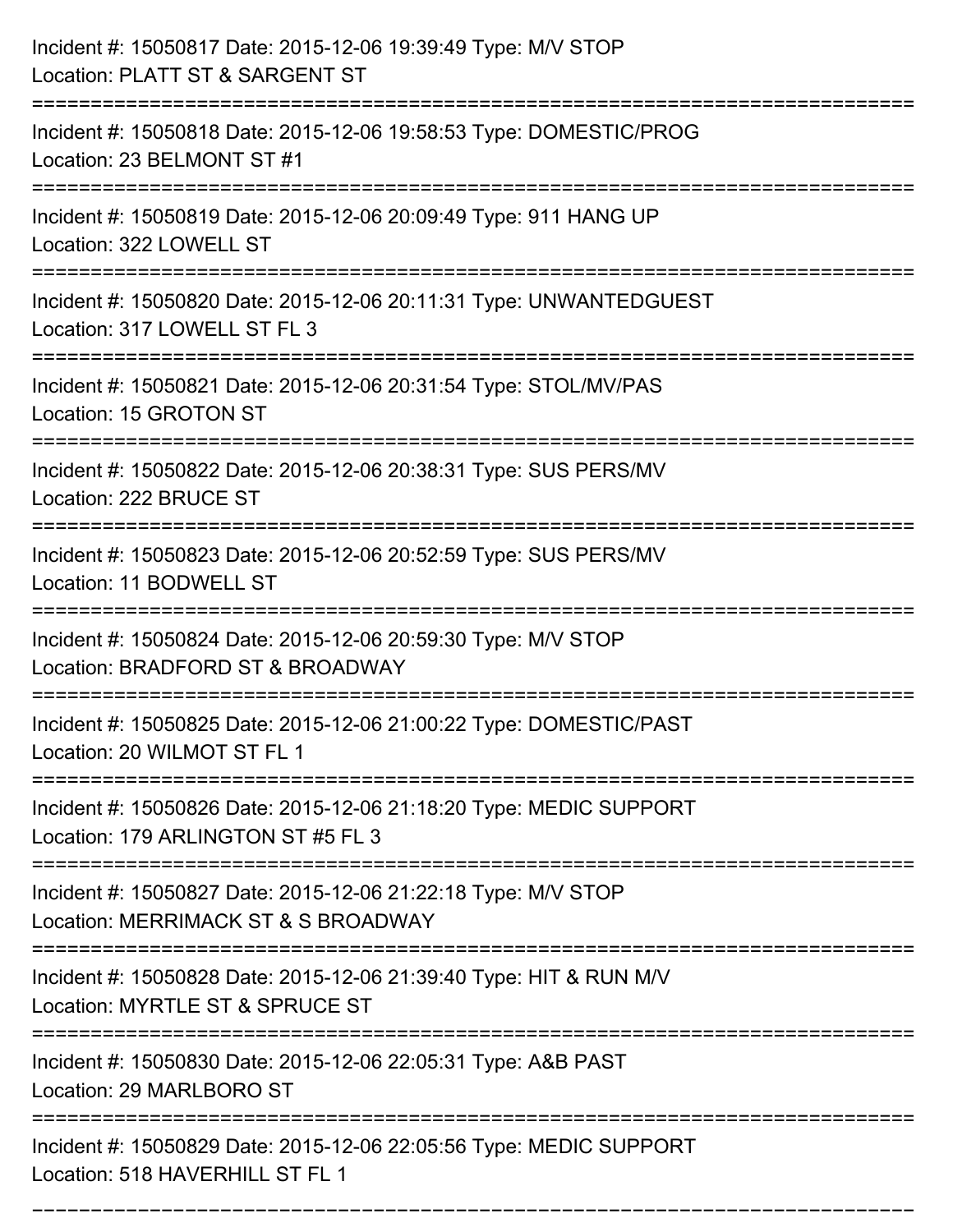Incident #: 15050817 Date: 2015-12-06 19:39:49 Type: M/V STOP
Location: PLATT ST & SARGENT ST

===========================================================================

Incident #: 15050818 Date: 2015-12-06 19:58:53 Type: DOMESTIC/PROG
Location: 23 BELMONT ST #1

===========================================================================

Incident #: 15050819 Date: 2015-12-06 20:09:49 Type: 911 HANG UP
Location: 322 LOWELL ST

===========================================================================

Incident #: 15050820 Date: 2015-12-06 20:11:31 Type: UNWANTEDGUEST
Location: 317 LOWELL ST FL 3

===========================================================================

Incident #: 15050821 Date: 2015-12-06 20:31:54 Type: STOL/MV/PAS
Location: 15 GROTON ST

===========================================================================

Incident #: 15050822 Date: 2015-12-06 20:38:31 Type: SUS PERS/MV
Location: 222 BRUCE ST

===========================================================================

Incident #: 15050823 Date: 2015-12-06 20:52:59 Type: SUS PERS/MV
Location: 11 BODWELL ST

===========================================================================

Incident #: 15050824 Date: 2015-12-06 20:59:30 Type: M/V STOP
Location: BRADFORD ST & BROADWAY

===========================================================================

Incident #: 15050825 Date: 2015-12-06 21:00:22 Type: DOMESTIC/PAST
Location: 20 WILMOT ST FL 1

===========================================================================

Incident #: 15050826 Date: 2015-12-06 21:18:20 Type: MEDIC SUPPORT
Location: 179 ARLINGTON ST #5 FL 3

===========================================================================

Incident #: 15050827 Date: 2015-12-06 21:22:18 Type: M/V STOP
Location: MERRIMACK ST & S BROADWAY

===========================================================================

Incident #: 15050828 Date: 2015-12-06 21:39:40 Type: HIT & RUN M/V
Location: MYRTLE ST & SPRUCE ST

===========================================================================

Incident #: 15050830 Date: 2015-12-06 22:05:31 Type: A&B PAST
Location: 29 MARLBORO ST

===========================================================================

Incident #: 15050829 Date: 2015-12-06 22:05:56 Type: MEDIC SUPPORT
Location: 518 HAVERHILL ST FL 1

===========================================================================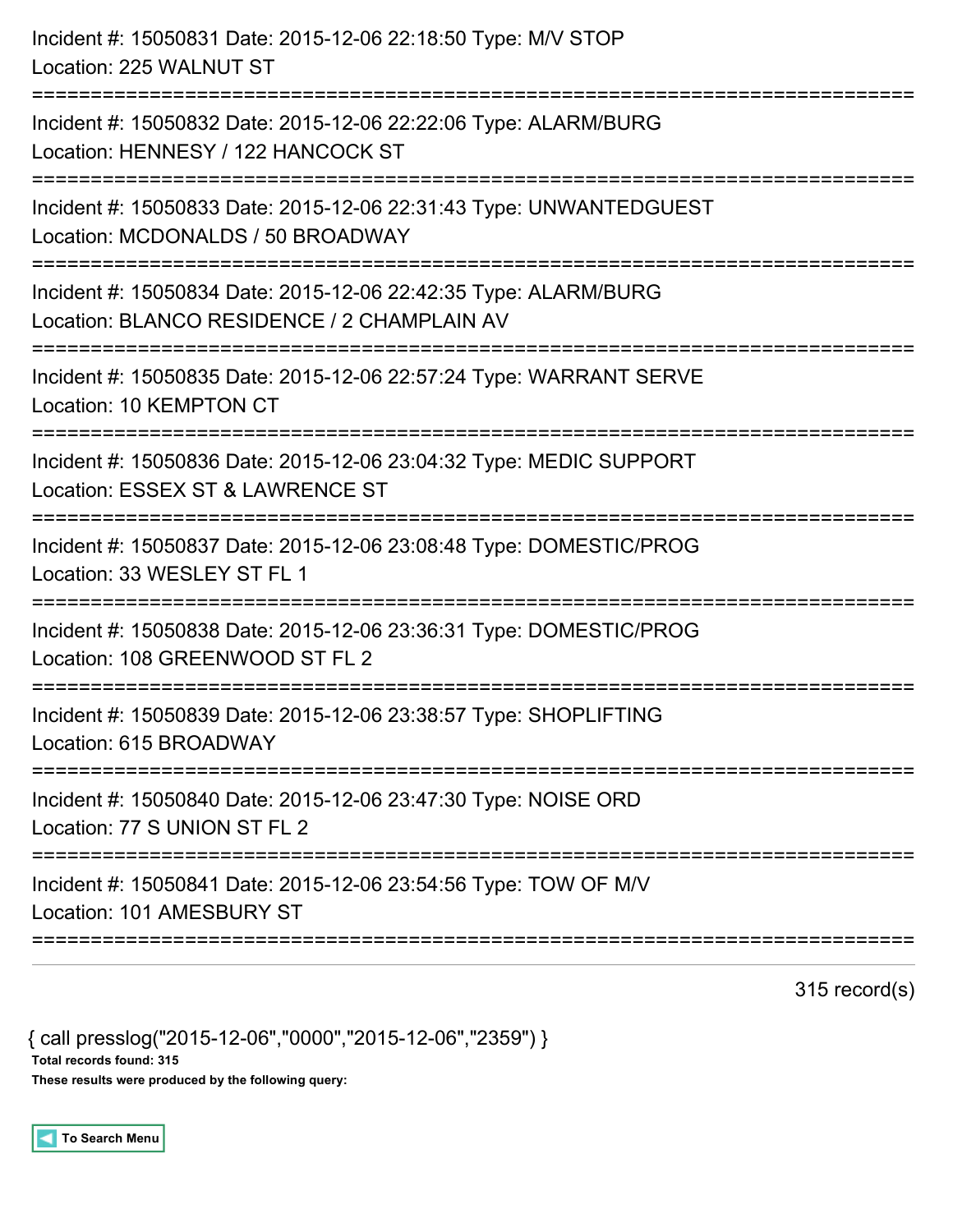Incident #: 15050831 Date: 2015-12-06 22:18:50 Type: M/V STOP
Location: 225 WALNUT ST

===========================================================================

Incident #: 15050832 Date: 2015-12-06 22:22:06 Type: ALARM/BURG
Location: HENNESY / 122 HANCOCK ST

===========================================================================

Incident #: 15050833 Date: 2015-12-06 22:31:43 Type: UNWANTEDGUEST
Location: MCDONALDS / 50 BROADWAY

===========================================================================

Incident #: 15050834 Date: 2015-12-06 22:42:35 Type: ALARM/BURG
Location: BLANCO RESIDENCE / 2 CHAMPLAIN AV

===========================================================================

Incident #: 15050835 Date: 2015-12-06 22:57:24 Type: WARRANT SERVE
Location: 10 KEMPTON CT

===========================================================================

Incident #: 15050836 Date: 2015-12-06 23:04:32 Type: MEDIC SUPPORT
Location: ESSEX ST & LAWRENCE ST

===========================================================================

Incident #: 15050837 Date: 2015-12-06 23:08:48 Type: DOMESTIC/PROG
Location: 33 WESLEY ST FL 1

===========================================================================

Incident #: 15050838 Date: 2015-12-06 23:36:31 Type: DOMESTIC/PROG
Location: 108 GREENWOOD ST FL 2

===========================================================================

Incident #: 15050839 Date: 2015-12-06 23:38:57 Type: SHOPLIFTING
Location: 615 BROADWAY

===========================================================================

Incident #: 15050840 Date: 2015-12-06 23:47:30 Type: NOISE ORD
Location: 77 S UNION ST FL 2

===========================================================================

Incident #: 15050841 Date: 2015-12-06 23:54:56 Type: TOW OF M/V
Location: 101 AMESBURY ST

===========================================================================

315 record(s)

{ call presslog("2015-12-06","0000","2015-12-06","2359") }

**Total records found: 315**

**These results were produced by the following query:**

To Search Menu